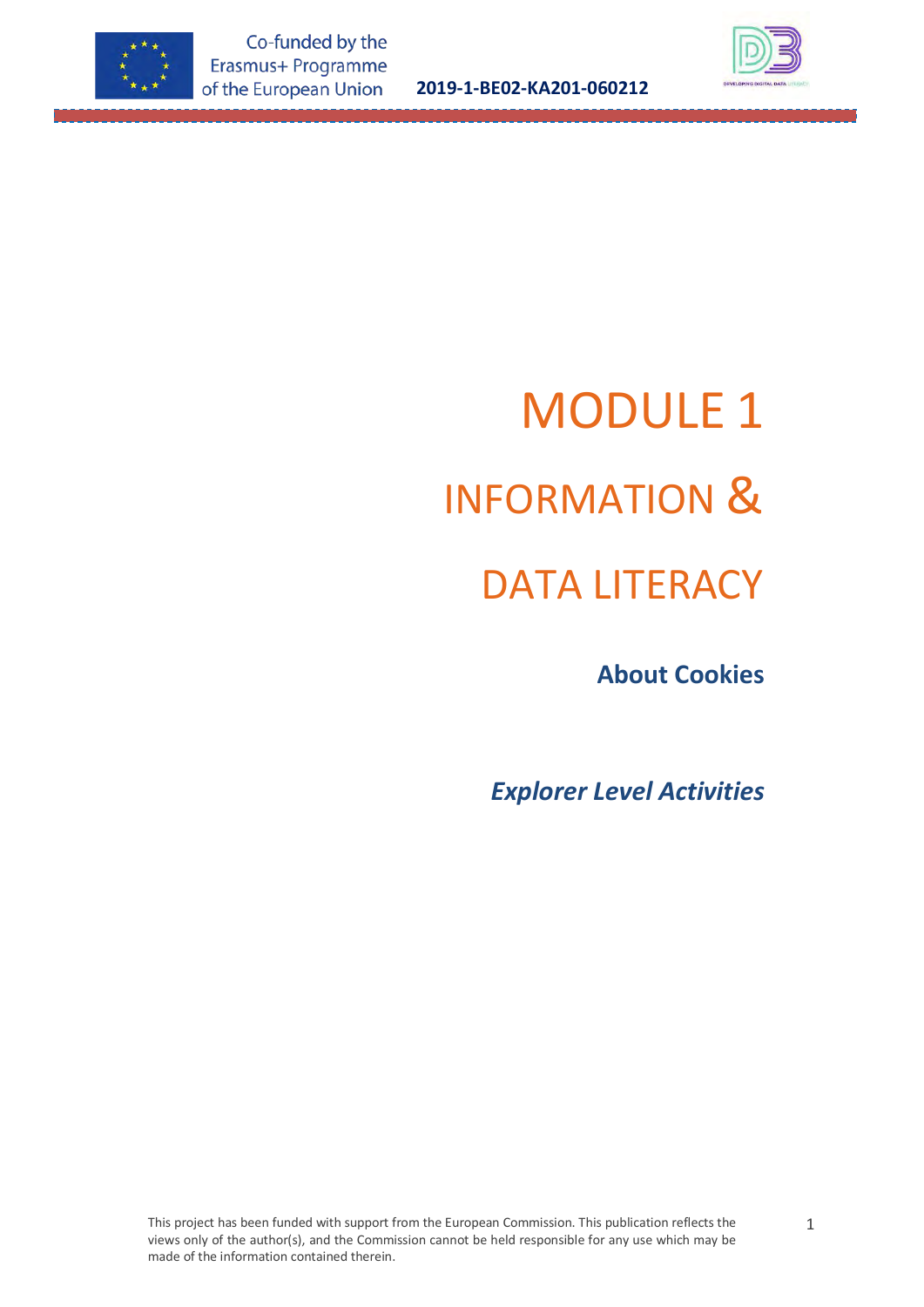# MODULE 1

# INFORMATION &

# DATA LITERACY

## About Cookies

***Explorer Level Activities***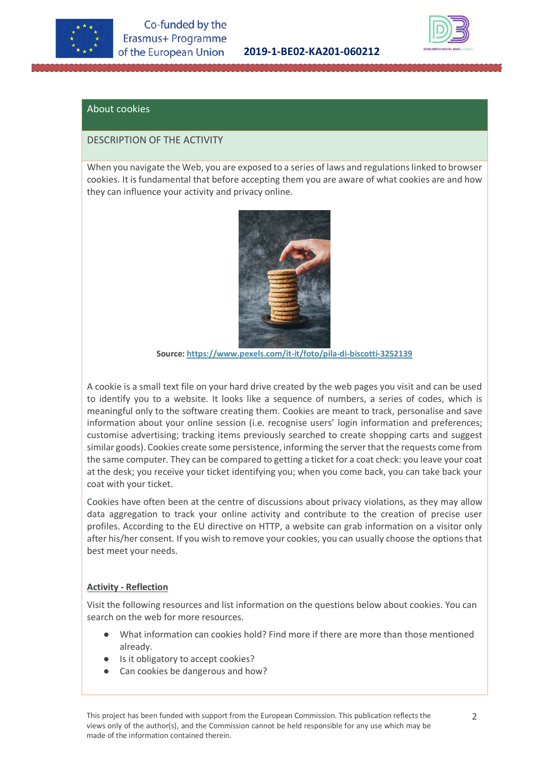## About cookies

### DESCRIPTION OF THE ACTIVITY

When you navigate the Web, you are exposed to a series of laws and regulations linked to browser cookies. It is fundamental that before accepting them you are aware of what cookies are and how they can influence your activity and privacy online.

**Source:** https://www.pexels.com/it-it/foto/pila-di-biscotti-3252139

A cookie is a small text file on your hard drive created by the web pages you visit and can be used to identify you to a website. It looks like a sequence of numbers, a series of codes, which is meaningful only to the software creating them. Cookies are meant to track, personalise and save information about your online session (i.e. recognise users' login information and preferences; customise advertising; tracking items previously searched to create shopping carts and suggest similar goods). Cookies create some persistence, informing the server that the requests come from the same computer. They can be compared to getting a ticket for a coat check: you leave your coat at the desk; you receive your ticket identifying you; when you come back, you can take back your coat with your ticket.

Cookies have often been at the centre of discussions about privacy violations, as they may allow data aggregation to track your online activity and contribute to the creation of precise user profiles. According to the EU directive on HTTP, a website can grab information on a visitor only after his/her consent. If you wish to remove your cookies, you can usually choose the options that best meet your needs.

**Activity - Reflection**

Visit the following resources and list information on the questions below about cookies. You can search on the web for more resources.

- What information can cookies hold? Find more if there are more than those mentioned already.
- Is it obligatory to accept cookies?
- Can cookies be dangerous and how?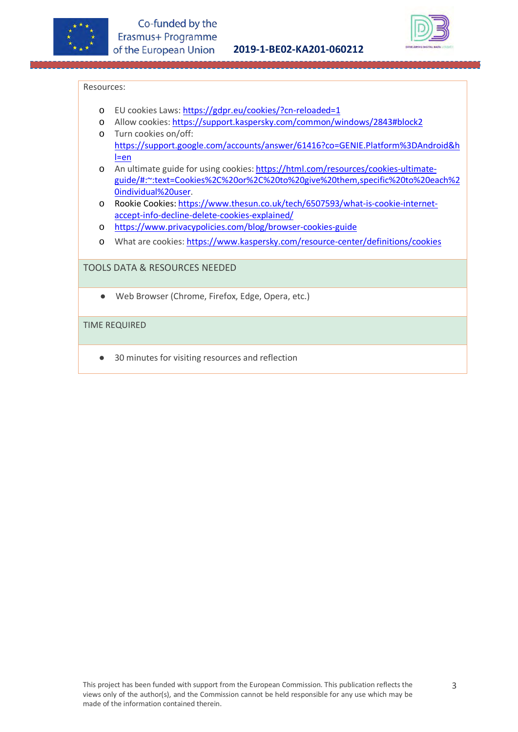Resources:

- EU cookies Laws: https://gdpr.eu/cookies/?cn-reloaded=1
- Allow cookies: https://support.kaspersky.com/common/windows/2843#block2
- Turn cookies on/off: https://support.google.com/accounts/answer/61416?co=GENIE.Platform%3DAndroid&hl=en
- An ultimate guide for using cookies: https://html.com/resources/cookies-ultimate-guide/#:~:text=Cookies%2C%20or%2C%20to%20give%20them,specific%20to%20each%20individual%20user.
- Rookie Cookies: https://www.thesun.co.uk/tech/6507593/what-is-cookie-internet-accept-info-decline-delete-cookies-explained/
- https://www.privacypolicies.com/blog/browser-cookies-guide
- What are cookies: https://www.kaspersky.com/resource-center/definitions/cookies

TOOLS DATA & RESOURCES NEEDED

- Web Browser (Chrome, Firefox, Edge, Opera, etc.)

TIME REQUIRED

- 30 minutes for visiting resources and reflection

This project has been funded with support from the European Commission. This publication reflects the views only of the author(s), and the Commission cannot be held responsible for any use which may be made of the information contained therein.